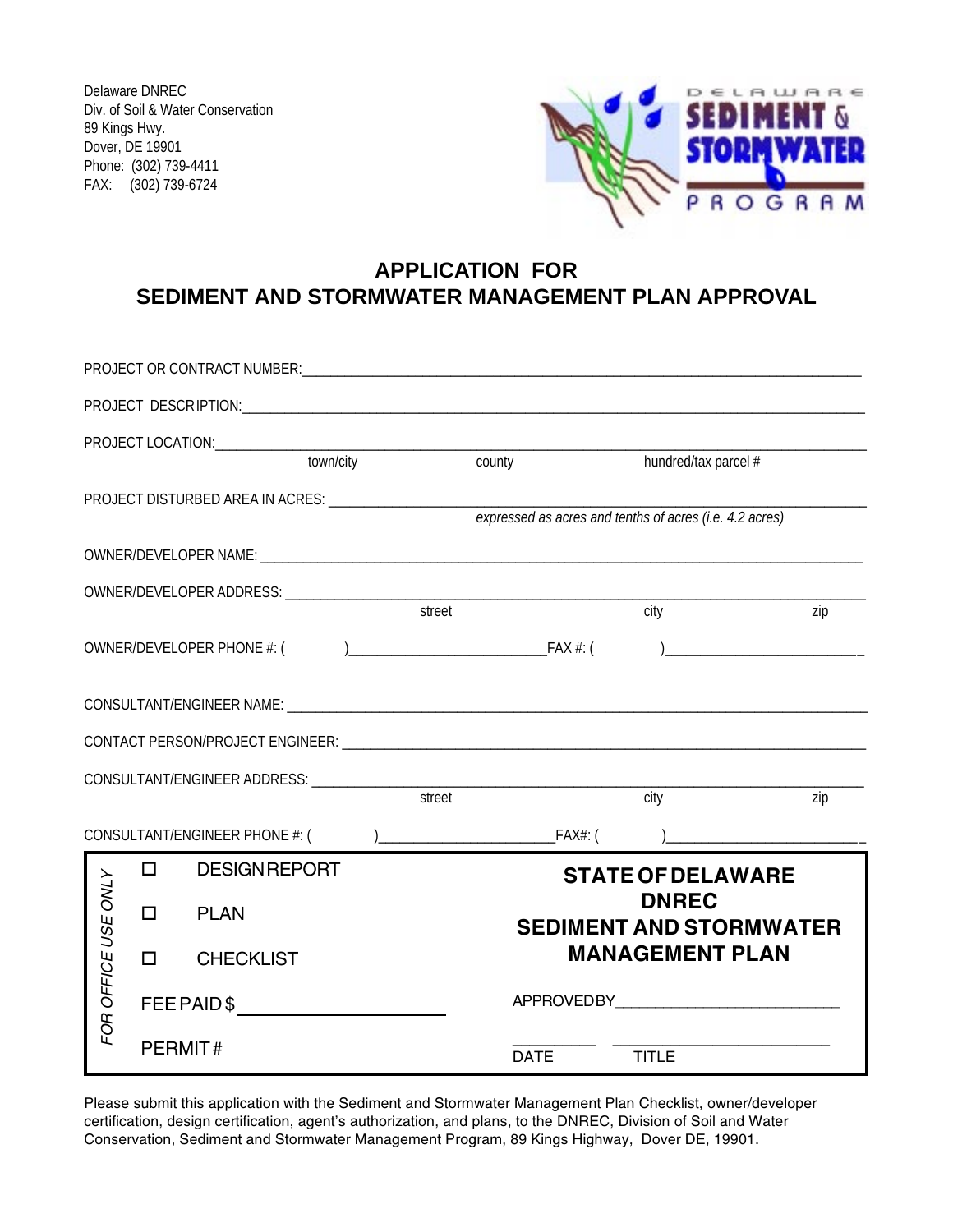Delaware DNREC
Div. of Soil & Water Conservation
89 Kings Hwy.
Dover, DE 19901
Phone: (302) 739-4411
FAX: (302) 739-6724

DELAWARE SEDIMENT & STORMWATER PROGRAM

# APPLICATION FOR SEDIMENT AND STORMWATER MANAGEMENT PLAN APPROVAL

PROJECT OR CONTRACT NUMBER:___________________________________________

PROJECT DESCRIPTION:___________________________________________

PROJECT LOCATION:___________________________________________
town/city county hundred/tax parcel #

PROJECT DISTURBED AREA IN ACRES: ___________________________________________
*expressed as acres and tenths of acres (i.e. 4.2 acres)*

OWNER/DEVELOPER NAME: ___________________________________________

OWNER/DEVELOPER ADDRESS: ___________________________________________
street city zip

OWNER/DEVELOPER PHONE #: ( )_______________________FAX #: ( )_______________________

CONSULTANT/ENGINEER NAME: ___________________________________________

CONTACT PERSON/PROJECT ENGINEER: ___________________________________________

CONSULTANT/ENGINEER ADDRESS: ___________________________________________
street city zip

CONSULTANT/ENGINEER PHONE #: ( )_______________________FAX#: ( )_______________________

| *FOR OFFICE USE ONLY* | |
|---|---|
| ☐ DESIGN REPORT | **STATE OF DELAWARE DNREC SEDIMENT AND STORMWATER MANAGEMENT PLAN** |
| ☐ PLAN | |
| ☐ CHECKLIST | |
| FEE PAID $ _______________ | APPROVED BY_______________________ |
| PERMIT # _______________ | _________ DATE _______________________ TITLE |

Please submit this application with the Sediment and Stormwater Management Plan Checklist, owner/developer certification, design certification, agent's authorization, and plans, to the DNREC, Division of Soil and Water Conservation, Sediment and Stormwater Management Program, 89 Kings Highway, Dover DE, 19901.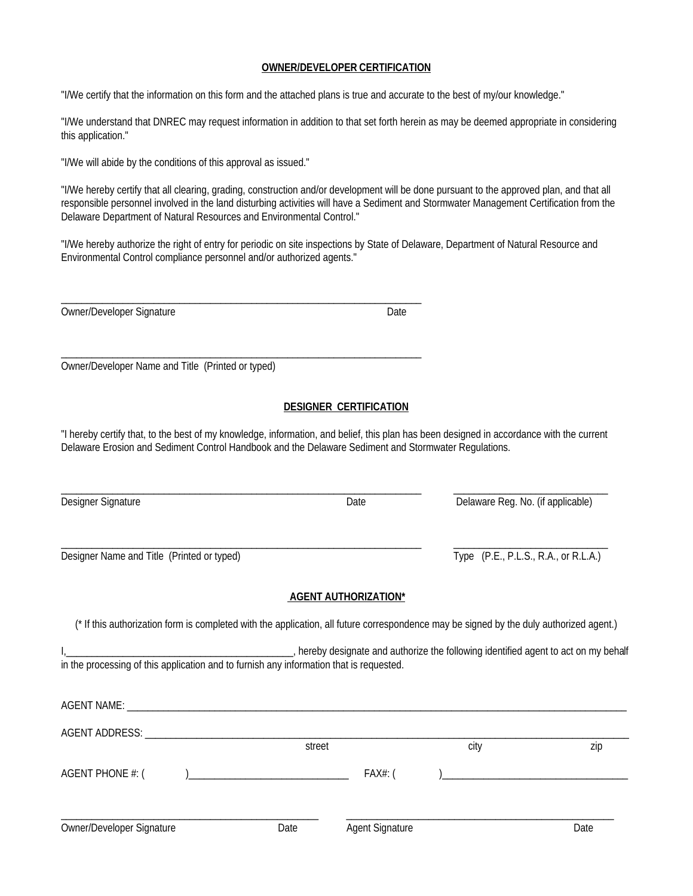**OWNER/DEVELOPER CERTIFICATION**

"I/We certify that the information on this form and the attached plans is true and accurate to the best of my/our knowledge."

"I/We understand that DNREC may request information in addition to that set forth herein as may be deemed appropriate in considering this application."

"I/We will abide by the conditions of this approval as issued."

"I/We hereby certify that all clearing, grading, construction and/or development will be done pursuant to the approved plan, and that all responsible personnel involved in the land disturbing activities will have a Sediment and Stormwater Management Certification from the Delaware Department of Natural Resources and Environmental Control."

"I/We hereby authorize the right of entry for periodic on site inspections by State of Delaware, Department of Natural Resource and Environmental Control compliance personnel and/or authorized agents."

\_\_\_\_\_\_\_\_\_\_\_\_\_\_\_\_\_\_\_\_\_\_\_\_\_\_\_\_\_\_\_\_\_\_\_\_\_\_\_\_\_\_\_\_\_\_\_\_\_\_\_\_\_\_\_\_\_\_\_\_\_\_
Owner/Developer Signature Date

\_\_\_\_\_\_\_\_\_\_\_\_\_\_\_\_\_\_\_\_\_\_\_\_\_\_\_\_\_\_\_\_\_\_\_\_\_\_\_\_\_\_\_\_\_\_\_\_\_\_\_\_\_\_\_\_\_\_\_\_\_\_
Owner/Developer Name and Title (Printed or typed)

**DESIGNER CERTIFICATION**

"I hereby certify that, to the best of my knowledge, information, and belief, this plan has been designed in accordance with the current Delaware Erosion and Sediment Control Handbook and the Delaware Sediment and Stormwater Regulations.

\_\_\_\_\_\_\_\_\_\_\_\_\_\_\_\_\_\_\_\_\_\_\_\_\_\_\_\_\_\_\_\_\_\_\_\_\_\_\_\_\_\_\_\_\_\_\_\_\_\_\_\_\_\_\_\_\_\_\_\_\_\_ \_\_\_\_\_\_\_\_\_\_\_\_\_\_\_\_\_\_\_\_\_\_\_\_\_\_
Designer Signature Date Delaware Reg. No. (if applicable)

\_\_\_\_\_\_\_\_\_\_\_\_\_\_\_\_\_\_\_\_\_\_\_\_\_\_\_\_\_\_\_\_\_\_\_\_\_\_\_\_\_\_\_\_\_\_\_\_\_\_\_\_\_\_\_\_\_\_\_\_\_\_ \_\_\_\_\_\_\_\_\_\_\_\_\_\_\_\_\_\_\_\_\_\_\_\_\_\_
Designer Name and Title (Printed or typed) Type (P.E., P.L.S., R.A., or R.L.A.)

**AGENT AUTHORIZATION***

(* If this authorization form is completed with the application, all future correspondence may be signed by the duly authorized agent.)

I,\_\_\_\_\_\_\_\_\_\_\_\_\_\_\_\_\_\_\_\_\_\_\_\_\_\_\_\_\_\_\_\_\_\_\_\_\_\_\_\_\_\_\_\_, hereby designate and authorize the following identified agent to act on my behalf in the processing of this application and to furnish any information that is requested.

AGENT NAME: \_\_\_\_\_\_\_\_\_\_\_\_\_\_\_\_\_\_\_\_\_\_\_\_\_\_\_\_\_\_\_\_\_\_\_\_\_\_\_\_\_\_\_\_\_\_\_\_\_\_\_\_\_\_\_\_\_\_\_\_\_\_\_\_\_\_\_\_\_\_\_\_\_\_\_\_

AGENT ADDRESS: \_\_\_\_\_\_\_\_\_\_\_\_\_\_\_\_\_\_\_\_\_\_\_\_\_\_\_\_\_\_\_\_\_\_\_\_\_\_\_\_\_\_\_\_\_\_\_\_\_\_\_\_\_\_\_\_\_\_\_\_\_\_\_\_\_\_\_\_\_\_\_\_\_
street city zip

AGENT PHONE #: ( )\_\_\_\_\_\_\_\_\_\_\_\_\_\_\_\_\_\_\_\_\_\_\_\_\_\_\_\_ FAX#: ( )\_\_\_\_\_\_\_\_\_\_\_\_\_\_\_\_\_\_\_\_\_\_\_\_\_\_\_\_\_\_\_\_

\_\_\_\_\_\_\_\_\_\_\_\_\_\_\_\_\_\_\_\_\_\_\_\_\_\_\_\_\_\_\_\_\_\_\_\_\_\_\_\_\_\_\_\_ \_\_\_\_\_\_\_\_\_\_\_\_\_\_\_\_\_\_\_\_\_\_\_\_\_\_\_\_\_\_\_\_\_\_\_\_\_\_\_\_\_\_\_\_\_
Owner/Developer Signature Date Agent Signature Date